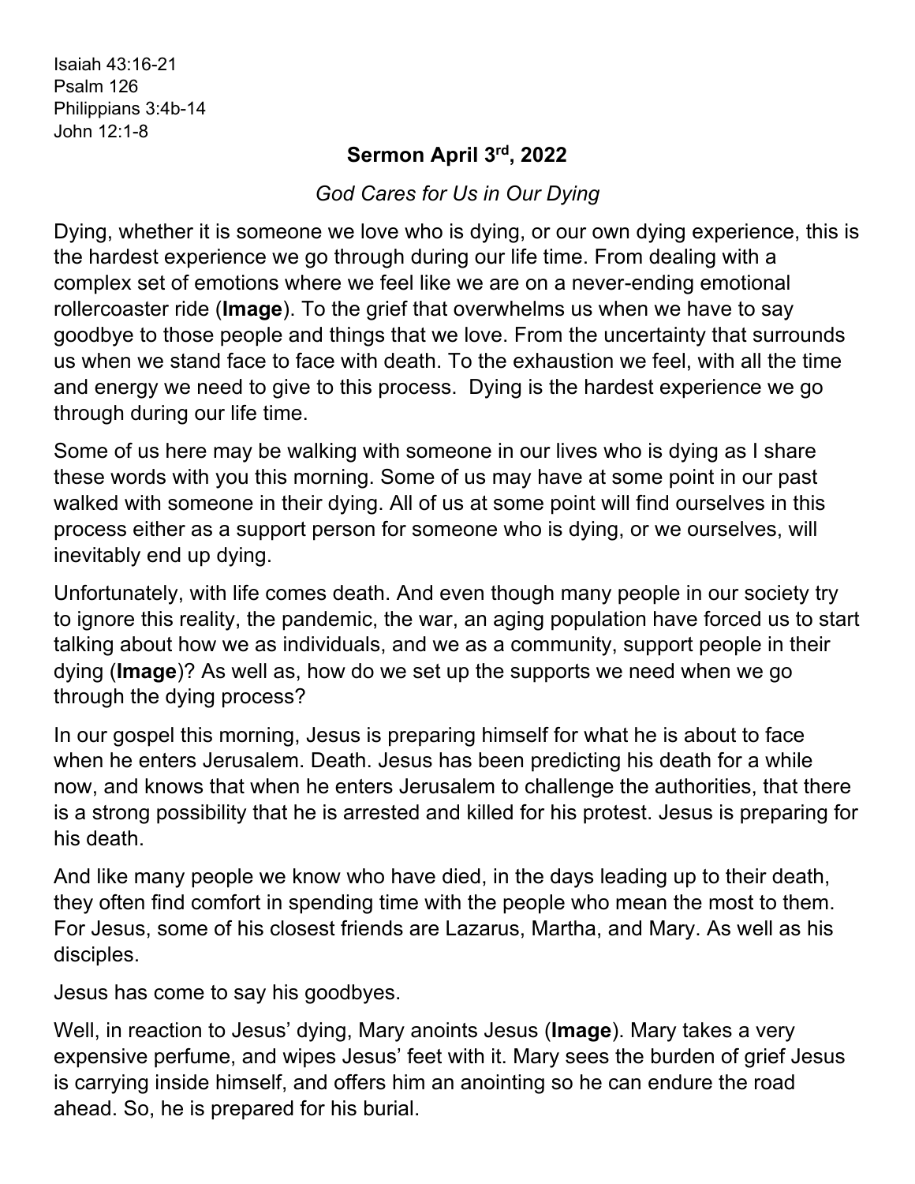Isaiah 43:16-21
Psalm 126
Philippians 3:4b-14
John 12:1-8

# Sermon April 3rd, 2022

*God Cares for Us in Our Dying*

Dying, whether it is someone we love who is dying, or our own dying experience, this is the hardest experience we go through during our life time. From dealing with a complex set of emotions where we feel like we are on a never-ending emotional rollercoaster ride (**Image**). To the grief that overwhelms us when we have to say goodbye to those people and things that we love. From the uncertainty that surrounds us when we stand face to face with death. To the exhaustion we feel, with all the time and energy we need to give to this process. Dying is the hardest experience we go through during our life time.

Some of us here may be walking with someone in our lives who is dying as I share these words with you this morning. Some of us may have at some point in our past walked with someone in their dying. All of us at some point will find ourselves in this process either as a support person for someone who is dying, or we ourselves, will inevitably end up dying.

Unfortunately, with life comes death. And even though many people in our society try to ignore this reality, the pandemic, the war, an aging population have forced us to start talking about how we as individuals, and we as a community, support people in their dying (**Image**)? As well as, how do we set up the supports we need when we go through the dying process?

In our gospel this morning, Jesus is preparing himself for what he is about to face when he enters Jerusalem. Death. Jesus has been predicting his death for a while now, and knows that when he enters Jerusalem to challenge the authorities, that there is a strong possibility that he is arrested and killed for his protest. Jesus is preparing for his death.

And like many people we know who have died, in the days leading up to their death, they often find comfort in spending time with the people who mean the most to them. For Jesus, some of his closest friends are Lazarus, Martha, and Mary. As well as his disciples.

Jesus has come to say his goodbyes.

Well, in reaction to Jesus' dying, Mary anoints Jesus (**Image**). Mary takes a very expensive perfume, and wipes Jesus' feet with it. Mary sees the burden of grief Jesus is carrying inside himself, and offers him an anointing so he can endure the road ahead. So, he is prepared for his burial.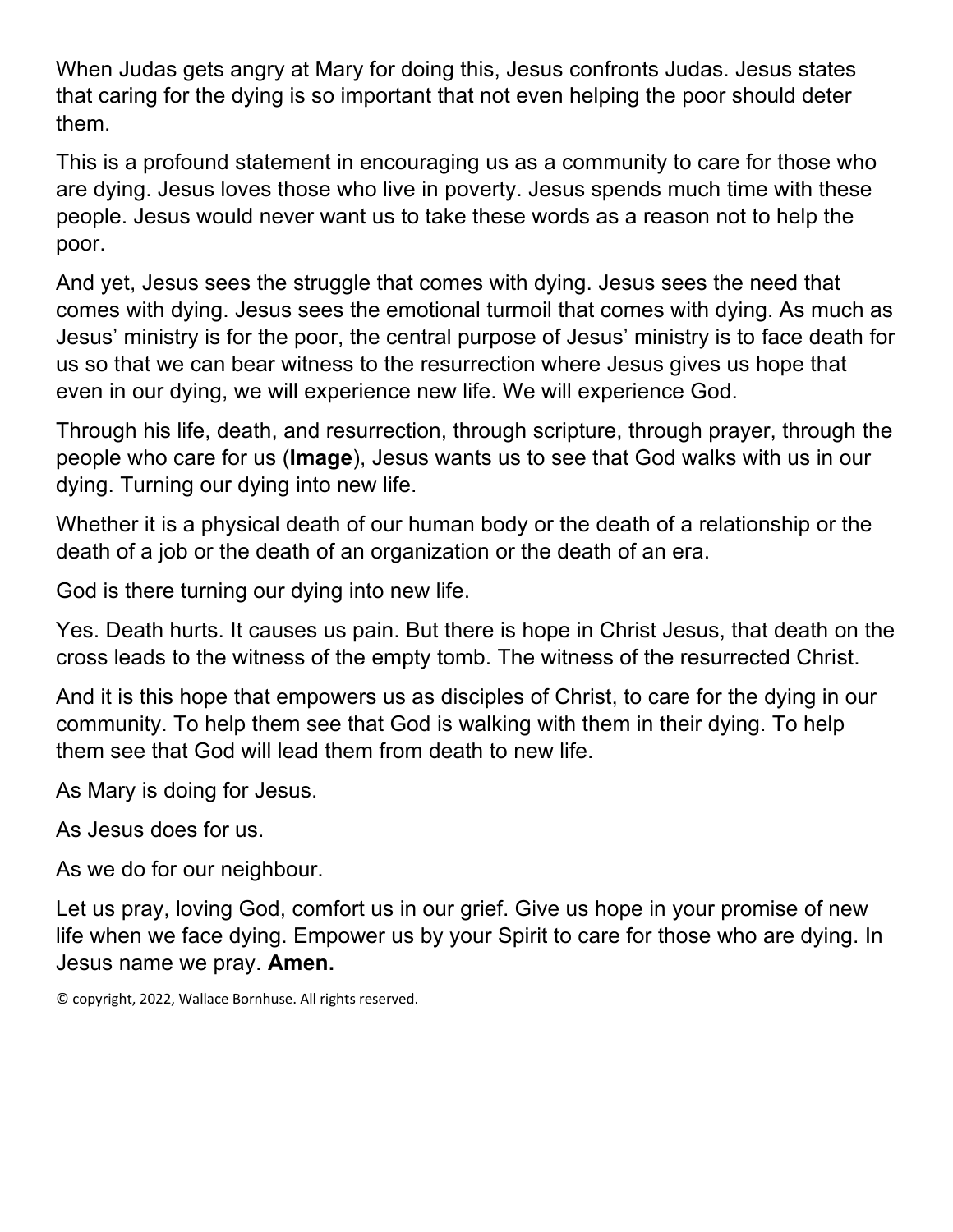When Judas gets angry at Mary for doing this, Jesus confronts Judas. Jesus states that caring for the dying is so important that not even helping the poor should deter them.

This is a profound statement in encouraging us as a community to care for those who are dying. Jesus loves those who live in poverty. Jesus spends much time with these people. Jesus would never want us to take these words as a reason not to help the poor.

And yet, Jesus sees the struggle that comes with dying. Jesus sees the need that comes with dying. Jesus sees the emotional turmoil that comes with dying. As much as Jesus' ministry is for the poor, the central purpose of Jesus' ministry is to face death for us so that we can bear witness to the resurrection where Jesus gives us hope that even in our dying, we will experience new life. We will experience God.

Through his life, death, and resurrection, through scripture, through prayer, through the people who care for us (**Image**), Jesus wants us to see that God walks with us in our dying. Turning our dying into new life.

Whether it is a physical death of our human body or the death of a relationship or the death of a job or the death of an organization or the death of an era.

God is there turning our dying into new life.

Yes. Death hurts. It causes us pain. But there is hope in Christ Jesus, that death on the cross leads to the witness of the empty tomb. The witness of the resurrected Christ.

And it is this hope that empowers us as disciples of Christ, to care for the dying in our community. To help them see that God is walking with them in their dying. To help them see that God will lead them from death to new life.

As Mary is doing for Jesus.

As Jesus does for us.

As we do for our neighbour.

Let us pray, loving God, comfort us in our grief. Give us hope in your promise of new life when we face dying. Empower us by your Spirit to care for those who are dying. In Jesus name we pray. **Amen.**

© copyright, 2022, Wallace Bornhuse. All rights reserved.